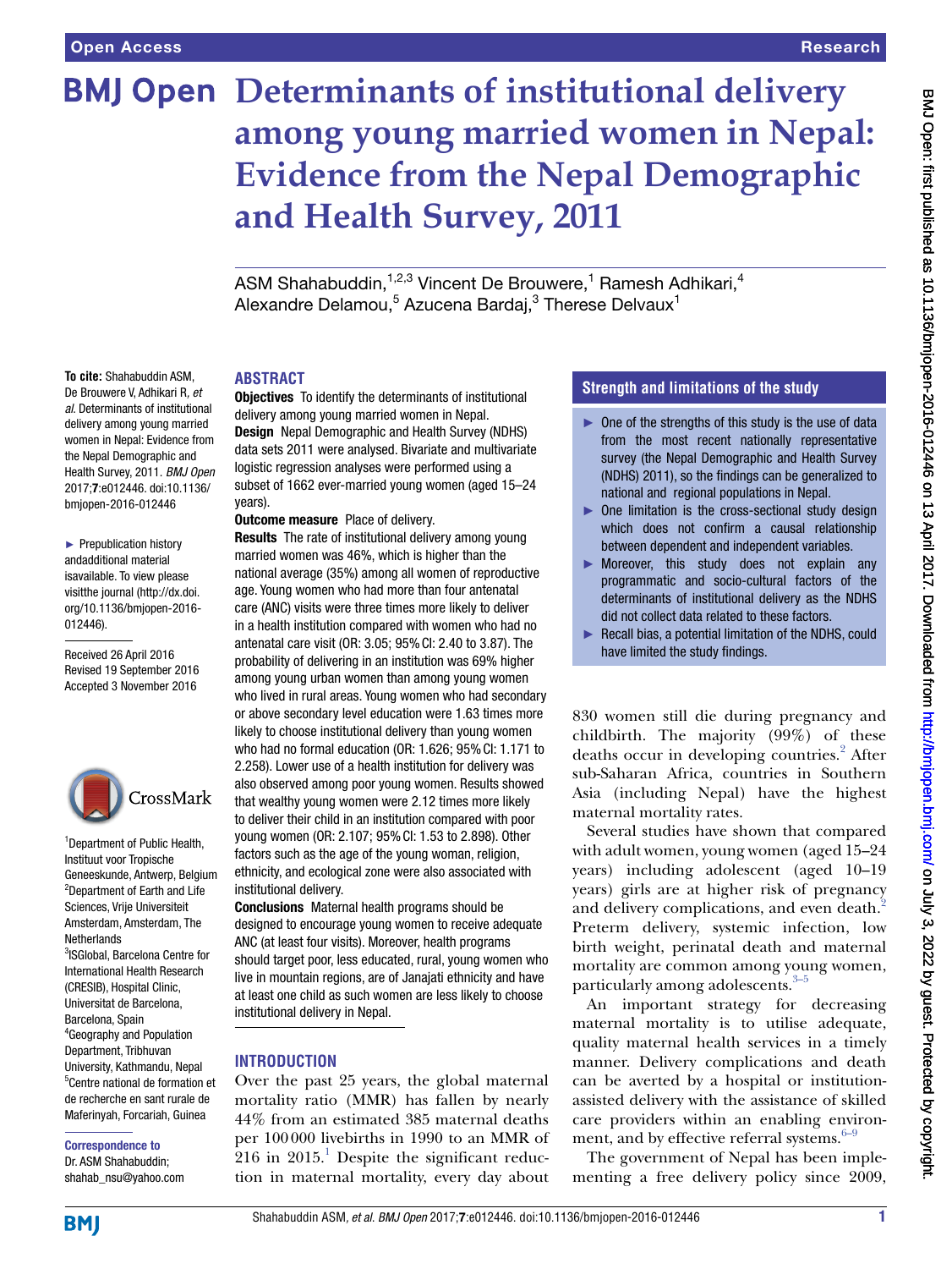# Determinants of institutional delivery among young married women in Nepal: Evidence from the Nepal Demographic and Health Survey, 2011

ASM Shahabuddin,[1,2,3] Vincent De Brouwere,[1] Ramesh Adhikari,[4] Alexandre Delamou,[5] Azucena Bardaj,[3] Therese Delvaux[1]

**To cite:** Shahabuddin ASM, De Brouwere V, Adhikari R, *et al*. Determinants of institutional delivery among young married women in Nepal: Evidence from the Nepal Demographic and Health Survey, 2011. *BMJ Open* 2017;**7**:e012446. doi:10.1136/bmjopen-2016-012446

► Prepublication history andadditional material isavailable. To view please visitthe journal (http://dx.doi.org/10.1136/bmjopen-2016-012446).

Received 26 April 2016
Revised 19 September 2016
Accepted 3 November 2016

[1]Department of Public Health, Instituut voor Tropische Geneeskunde, Antwerp, Belgium
[2]Department of Earth and Life Sciences, Vrije Universiteit Amsterdam, Amsterdam, The Netherlands
[3]ISGlobal, Barcelona Centre for International Health Research (CRESIB), Hospital Clinic, Universitat de Barcelona, Barcelona, Spain
[4]Geography and Population Department, Tribhuvan University, Kathmandu, Nepal
[5]Centre national de formation et de recherche en sant rurale de Maferinyah, Forcariah, Guinea

**Correspondence to**
Dr. ASM Shahabuddin; shahab_nsu@yahoo.com

## ABSTRACT

**Objectives** To identify the determinants of institutional delivery among young married women in Nepal.

**Design** Nepal Demographic and Health Survey (NDHS) data sets 2011 were analysed. Bivariate and multivariate logistic regression analyses were performed using a subset of 1662 ever-married young women (aged 15–24 years).

**Outcome measure** Place of delivery.

**Results** The rate of institutional delivery among young married women was 46%, which is higher than the national average (35%) among all women of reproductive age. Young women who had more than four antenatal care (ANC) visits were three times more likely to deliver in a health institution compared with women who had no antenatal care visit (OR: 3.05; 95% CI: 2.40 to 3.87). The probability of delivering in an institution was 69% higher among young urban women than among young women who lived in rural areas. Young women who had secondary or above secondary level education were 1.63 times more likely to choose institutional delivery than young women who had no formal education (OR: 1.626; 95% CI: 1.171 to 2.258). Lower use of a health institution for delivery was also observed among poor young women. Results showed that wealthy young women were 2.12 times more likely to deliver their child in an institution compared with poor young women (OR: 2.107; 95% CI: 1.53 to 2.898). Other factors such as the age of the young woman, religion, ethnicity, and ecological zone were also associated with institutional delivery.

**Conclusions** Maternal health programs should be designed to encourage young women to receive adequate ANC (at least four visits). Moreover, health programs should target poor, less educated, rural, young women who live in mountain regions, are of Janajati ethnicity and have at least one child as such women are less likely to choose institutional delivery in Nepal.

## Strength and limitations of the study

- ► One of the strengths of this study is the use of data from the most recent nationally representative survey (the Nepal Demographic and Health Survey (NDHS) 2011), so the findings can be generalized to national and regional populations in Nepal.
- ► One limitation is the cross-sectional study design which does not confirm a causal relationship between dependent and independent variables.
- ► Moreover, this study does not explain any programmatic and socio-cultural factors of the determinants of institutional delivery as the NDHS did not collect data related to these factors.
- ► Recall bias, a potential limitation of the NDHS, could have limited the study findings.

## INTRODUCTION

Over the past 25 years, the global maternal mortality ratio (MMR) has fallen by nearly 44% from an estimated 385 maternal deaths per 100 000 livebirths in 1990 to an MMR of 216 in 2015.[1] Despite the significant reduction in maternal mortality, every day about 830 women still die during pregnancy and childbirth. The majority (99%) of these deaths occur in developing countries.[2] After sub-Saharan Africa, countries in Southern Asia (including Nepal) have the highest maternal mortality rates.

Several studies have shown that compared with adult women, young women (aged 15–24 years) including adolescent (aged 10–19 years) girls are at higher risk of pregnancy and delivery complications, and even death.[2] Preterm delivery, systemic infection, low birth weight, perinatal death and maternal mortality are common among young women, particularly among adolescents.[3–5]

An important strategy for decreasing maternal mortality is to utilise adequate, quality maternal health services in a timely manner. Delivery complications and death can be averted by a hospital or institution-assisted delivery with the assistance of skilled care providers within an enabling environment, and by effective referral systems.[6–9]

The government of Nepal has been implementing a free delivery policy since 2009,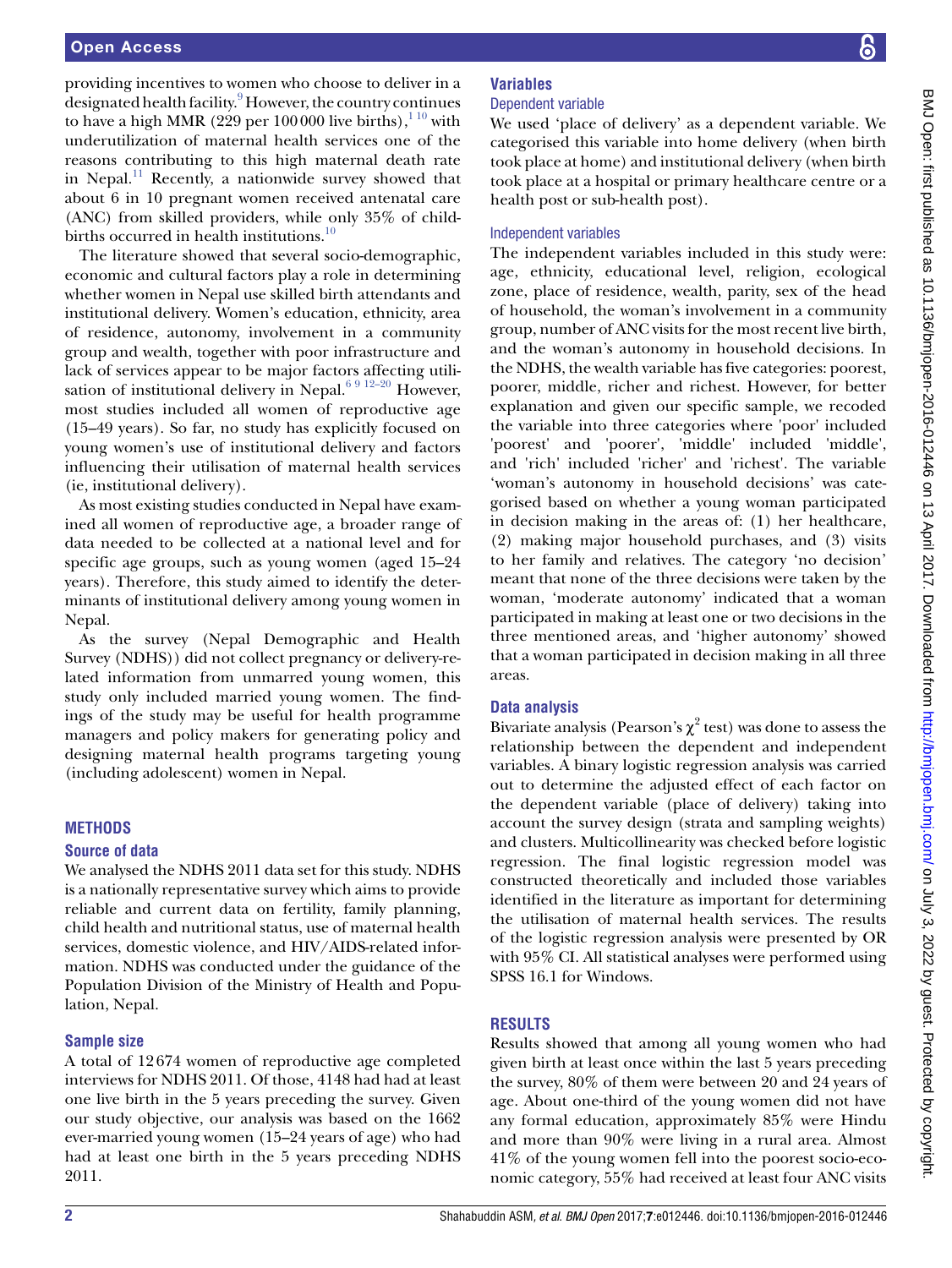providing incentives to women who choose to deliver in a designated health facility.[9] However, the country continues to have a high MMR (229 per 100 000 live births),[1 10] with underutilization of maternal health services one of the reasons contributing to this high maternal death rate in Nepal.[11] Recently, a nationwide survey showed that about 6 in 10 pregnant women received antenatal care (ANC) from skilled providers, while only 35% of childbirths occurred in health institutions.[10]

The literature showed that several socio-demographic, economic and cultural factors play a role in determining whether women in Nepal use skilled birth attendants and institutional delivery. Women's education, ethnicity, area of residence, autonomy, involvement in a community group and wealth, together with poor infrastructure and lack of services appear to be major factors affecting utilisation of institutional delivery in Nepal.[6 9 12–20] However, most studies included all women of reproductive age (15–49 years). So far, no study has explicitly focused on young women's use of institutional delivery and factors influencing their utilisation of maternal health services (ie, institutional delivery).

As most existing studies conducted in Nepal have examined all women of reproductive age, a broader range of data needed to be collected at a national level and for specific age groups, such as young women (aged 15–24 years). Therefore, this study aimed to identify the determinants of institutional delivery among young women in Nepal.

As the survey (Nepal Demographic and Health Survey (NDHS)) did not collect pregnancy or delivery-related information from unmarred young women, this study only included married young women. The findings of the study may be useful for health programme managers and policy makers for generating policy and designing maternal health programs targeting young (including adolescent) women in Nepal.

## METHODS

### Source of data

We analysed the NDHS 2011 data set for this study. NDHS is a nationally representative survey which aims to provide reliable and current data on fertility, family planning, child health and nutritional status, use of maternal health services, domestic violence, and HIV/AIDS-related information. NDHS was conducted under the guidance of the Population Division of the Ministry of Health and Population, Nepal.

### Sample size

A total of 12 674 women of reproductive age completed interviews for NDHS 2011. Of those, 4148 had had at least one live birth in the 5 years preceding the survey. Given our study objective, our analysis was based on the 1662 ever-married young women (15–24 years of age) who had had at least one birth in the 5 years preceding NDHS 2011.

### Variables

#### Dependent variable

We used 'place of delivery' as a dependent variable. We categorised this variable into home delivery (when birth took place at home) and institutional delivery (when birth took place at a hospital or primary healthcare centre or a health post or sub-health post).

#### Independent variables

The independent variables included in this study were: age, ethnicity, educational level, religion, ecological zone, place of residence, wealth, parity, sex of the head of household, the woman's involvement in a community group, number of ANC visits for the most recent live birth, and the woman's autonomy in household decisions. In the NDHS, the wealth variable has five categories: poorest, poorer, middle, richer and richest. However, for better explanation and given our specific sample, we recoded the variable into three categories where 'poor' included 'poorest' and 'poorer', 'middle' included 'middle', and 'rich' included 'richer' and 'richest'. The variable 'woman's autonomy in household decisions' was categorised based on whether a young woman participated in decision making in the areas of: (1) her healthcare, (2) making major household purchases, and (3) visits to her family and relatives. The category 'no decision' meant that none of the three decisions were taken by the woman, 'moderate autonomy' indicated that a woman participated in making at least one or two decisions in the three mentioned areas, and 'higher autonomy' showed that a woman participated in decision making in all three areas.

### Data analysis

Bivariate analysis (Pearson's $\chi^2$ test) was done to assess the relationship between the dependent and independent variables. A binary logistic regression analysis was carried out to determine the adjusted effect of each factor on the dependent variable (place of delivery) taking into account the survey design (strata and sampling weights) and clusters. Multicollinearity was checked before logistic regression. The final logistic regression model was constructed theoretically and included those variables identified in the literature as important for determining the utilisation of maternal health services. The results of the logistic regression analysis were presented by OR with 95% CI. All statistical analyses were performed using SPSS 16.1 for Windows.

## RESULTS

Results showed that among all young women who had given birth at least once within the last 5 years preceding the survey, 80% of them were between 20 and 24 years of age. About one-third of the young women did not have any formal education, approximately 85% were Hindu and more than 90% were living in a rural area. Almost 41% of the young women fell into the poorest socio-economic category, 55% had received at least four ANC visits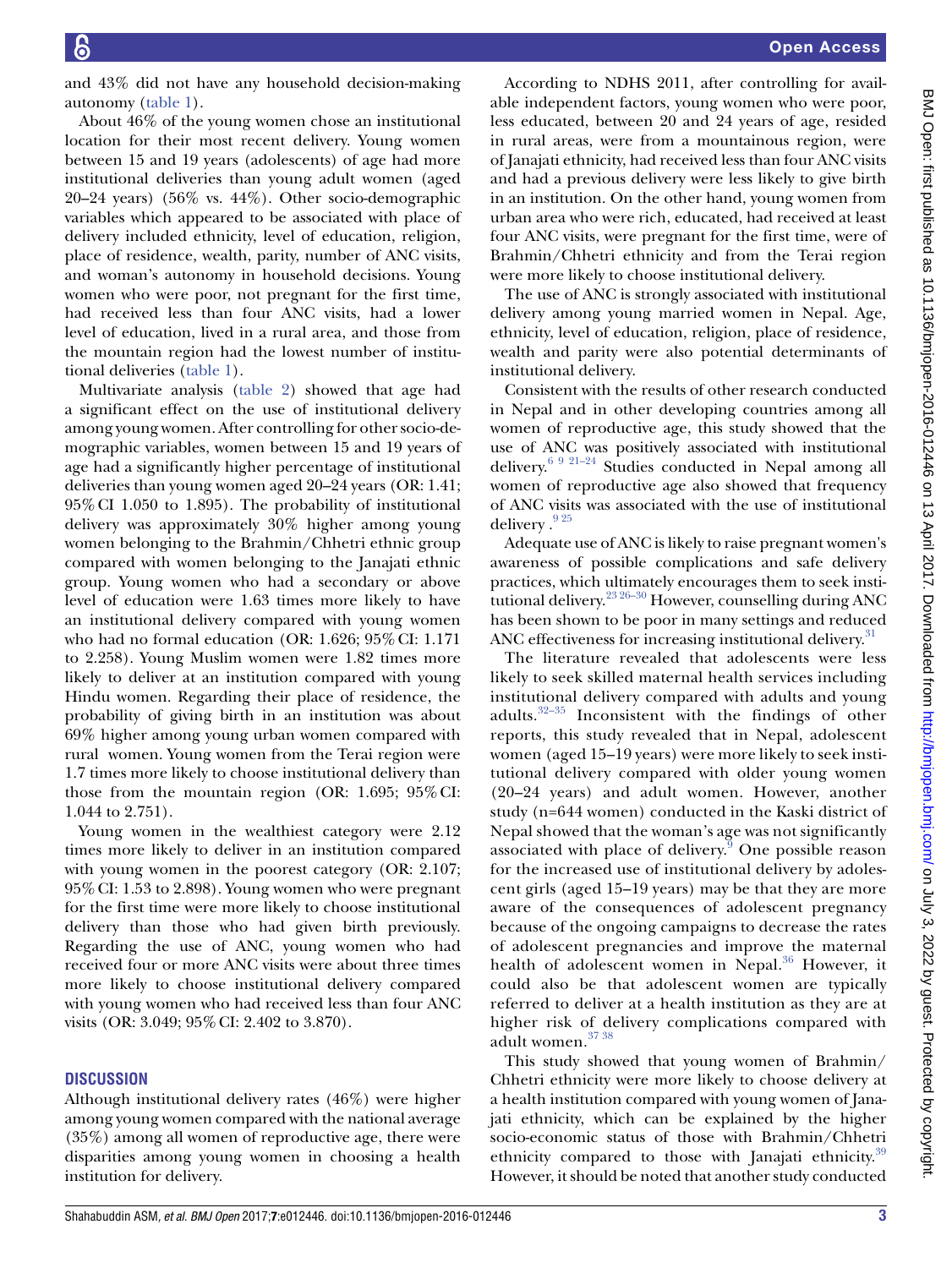and 43% did not have any household decision-making autonomy (table 1).

About 46% of the young women chose an institutional location for their most recent delivery. Young women between 15 and 19 years (adolescents) of age had more institutional deliveries than young adult women (aged 20–24 years) (56% vs. 44%). Other socio-demographic variables which appeared to be associated with place of delivery included ethnicity, level of education, religion, place of residence, wealth, parity, number of ANC visits, and woman's autonomy in household decisions. Young women who were poor, not pregnant for the first time, had received less than four ANC visits, had a lower level of education, lived in a rural area, and those from the mountain region had the lowest number of institutional deliveries (table 1).

Multivariate analysis (table 2) showed that age had a significant effect on the use of institutional delivery among young women. After controlling for other socio-demographic variables, women between 15 and 19 years of age had a significantly higher percentage of institutional deliveries than young women aged 20–24 years (OR: 1.41; 95% CI 1.050 to 1.895). The probability of institutional delivery was approximately 30% higher among young women belonging to the Brahmin/Chhetri ethnic group compared with women belonging to the Janajati ethnic group. Young women who had a secondary or above level of education were 1.63 times more likely to have an institutional delivery compared with young women who had no formal education (OR: 1.626; 95% CI: 1.171 to 2.258). Young Muslim women were 1.82 times more likely to deliver at an institution compared with young Hindu women. Regarding their place of residence, the probability of giving birth in an institution was about 69% higher among young urban women compared with rural women. Young women from the Terai region were 1.7 times more likely to choose institutional delivery than those from the mountain region (OR: 1.695; 95% CI: 1.044 to 2.751).

Young women in the wealthiest category were 2.12 times more likely to deliver in an institution compared with young women in the poorest category (OR: 2.107; 95% CI: 1.53 to 2.898). Young women who were pregnant for the first time were more likely to choose institutional delivery than those who had given birth previously. Regarding the use of ANC, young women who had received four or more ANC visits were about three times more likely to choose institutional delivery compared with young women who had received less than four ANC visits (OR: 3.049; 95% CI: 2.402 to 3.870).

## DISCUSSION

Although institutional delivery rates (46%) were higher among young women compared with the national average (35%) among all women of reproductive age, there were disparities among young women in choosing a health institution for delivery.

According to NDHS 2011, after controlling for available independent factors, young women who were poor, less educated, between 20 and 24 years of age, resided in rural areas, were from a mountainous region, were of Janajati ethnicity, had received less than four ANC visits and had a previous delivery were less likely to give birth in an institution. On the other hand, young women from urban area who were rich, educated, had received at least four ANC visits, were pregnant for the first time, were of Brahmin/Chhetri ethnicity and from the Terai region were more likely to choose institutional delivery.

The use of ANC is strongly associated with institutional delivery among young married women in Nepal. Age, ethnicity, level of education, religion, place of residence, wealth and parity were also potential determinants of institutional delivery.

Consistent with the results of other research conducted in Nepal and in other developing countries among all women of reproductive age, this study showed that the use of ANC was positively associated with institutional delivery.[6 9 21–24] Studies conducted in Nepal among all women of reproductive age also showed that frequency of ANC visits was associated with the use of institutional delivery .[9 25]

Adequate use of ANC is likely to raise pregnant women's awareness of possible complications and safe delivery practices, which ultimately encourages them to seek institutional delivery.[23 26–30] However, counselling during ANC has been shown to be poor in many settings and reduced ANC effectiveness for increasing institutional delivery.[31]

The literature revealed that adolescents were less likely to seek skilled maternal health services including institutional delivery compared with adults and young adults.[32–35] Inconsistent with the findings of other reports, this study revealed that in Nepal, adolescent women (aged 15–19 years) were more likely to seek institutional delivery compared with older young women (20–24 years) and adult women. However, another study (n=644 women) conducted in the Kaski district of Nepal showed that the woman's age was not significantly associated with place of delivery.[9] One possible reason for the increased use of institutional delivery by adolescent girls (aged 15–19 years) may be that they are more aware of the consequences of adolescent pregnancy because of the ongoing campaigns to decrease the rates of adolescent pregnancies and improve the maternal health of adolescent women in Nepal.[36] However, it could also be that adolescent women are typically referred to deliver at a health institution as they are at higher risk of delivery complications compared with adult women.[37 38]

This study showed that young women of Brahmin/Chhetri ethnicity were more likely to choose delivery at a health institution compared with young women of Janajati ethnicity, which can be explained by the higher socio-economic status of those with Brahmin/Chhetri ethnicity compared to those with Janajati ethnicity.[39] However, it should be noted that another study conducted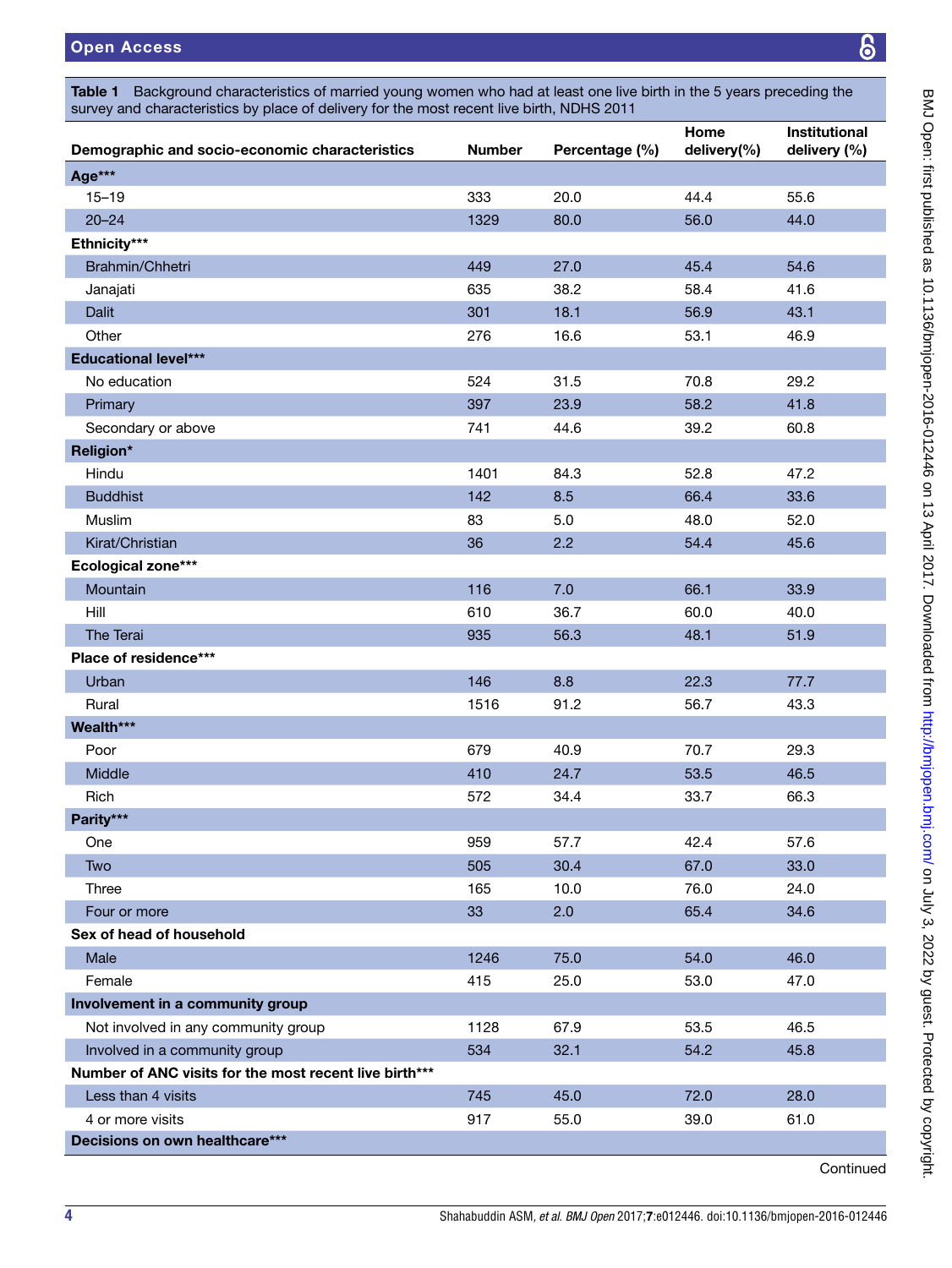**Table 1** Background characteristics of married young women who had at least one live birth in the 5 years preceding the survey and characteristics by place of delivery for the most recent live birth, NDHS 2011

| Demographic and socio-economic characteristics | Number | Percentage (%) | Home delivery(%) | Institutional delivery (%) |
|---|---|---|---|---|
| **Age*** ** | | | | |
| 15–19 | 333 | 20.0 | 44.4 | 55.6 |
| 20–24 | 1329 | 80.0 | 56.0 | 44.0 |
| **Ethnicity*** ** | | | | |
| Brahmin/Chhetri | 449 | 27.0 | 45.4 | 54.6 |
| Janajati | 635 | 38.2 | 58.4 | 41.6 |
| Dalit | 301 | 18.1 | 56.9 | 43.1 |
| Other | 276 | 16.6 | 53.1 | 46.9 |
| **Educational level*** ** | | | | |
| No education | 524 | 31.5 | 70.8 | 29.2 |
| Primary | 397 | 23.9 | 58.2 | 41.8 |
| Secondary or above | 741 | 44.6 | 39.2 | 60.8 |
| **Religion*** | | | | |
| Hindu | 1401 | 84.3 | 52.8 | 47.2 |
| Buddhist | 142 | 8.5 | 66.4 | 33.6 |
| Muslim | 83 | 5.0 | 48.0 | 52.0 |
| Kirat/Christian | 36 | 2.2 | 54.4 | 45.6 |
| **Ecological zone*** ** | | | | |
| Mountain | 116 | 7.0 | 66.1 | 33.9 |
| Hill | 610 | 36.7 | 60.0 | 40.0 |
| The Terai | 935 | 56.3 | 48.1 | 51.9 |
| **Place of residence*** ** | | | | |
| Urban | 146 | 8.8 | 22.3 | 77.7 |
| Rural | 1516 | 91.2 | 56.7 | 43.3 |
| **Wealth*** ** | | | | |
| Poor | 679 | 40.9 | 70.7 | 29.3 |
| Middle | 410 | 24.7 | 53.5 | 46.5 |
| Rich | 572 | 34.4 | 33.7 | 66.3 |
| **Parity*** ** | | | | |
| One | 959 | 57.7 | 42.4 | 57.6 |
| Two | 505 | 30.4 | 67.0 | 33.0 |
| Three | 165 | 10.0 | 76.0 | 24.0 |
| Four or more | 33 | 2.0 | 65.4 | 34.6 |
| **Sex of head of household** | | | | |
| Male | 1246 | 75.0 | 54.0 | 46.0 |
| Female | 415 | 25.0 | 53.0 | 47.0 |
| **Involvement in a community group** | | | | |
| Not involved in any community group | 1128 | 67.9 | 53.5 | 46.5 |
| Involved in a community group | 534 | 32.1 | 54.2 | 45.8 |
| **Number of ANC visits for the most recent live birth*** ** | | | | |
| Less than 4 visits | 745 | 45.0 | 72.0 | 28.0 |
| 4 or more visits | 917 | 55.0 | 39.0 | 61.0 |
| **Decisions on own healthcare*** ** | | | | |

Continued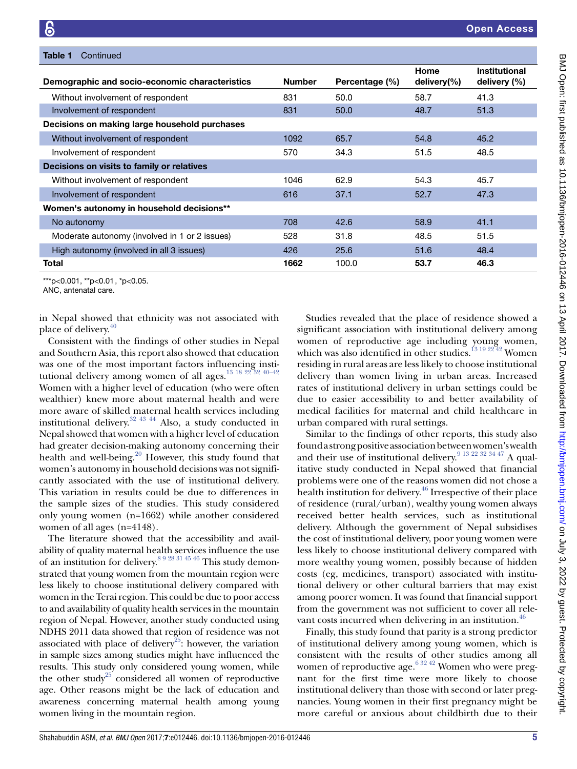**Table 1** Continued

| Demographic and socio-economic characteristics | Number | Percentage (%) | Home delivery(%) | Institutional delivery (%) |
|---|---|---|---|---|
| Without involvement of respondent | 831 | 50.0 | 58.7 | 41.3 |
| Involvement of respondent | 831 | 50.0 | 48.7 | 51.3 |
| **Decisions on making large household purchases** | | | | |
| Without involvement of respondent | 1092 | 65.7 | 54.8 | 45.2 |
| Involvement of respondent | 570 | 34.3 | 51.5 | 48.5 |
| **Decisions on visits to family or relatives** | | | | |
| Without involvement of respondent | 1046 | 62.9 | 54.3 | 45.7 |
| Involvement of respondent | 616 | 37.1 | 52.7 | 47.3 |
| **Women's autonomy in household decisions**** | | | | |
| No autonomy | 708 | 42.6 | 58.9 | 41.1 |
| Moderate autonomy (involved in 1 or 2 issues) | 528 | 31.8 | 48.5 | 51.5 |
| High autonomy (involved in all 3 issues) | 426 | 25.6 | 51.6 | 48.4 |
| **Total** | **1662** | 100.0 | **53.7** | **46.3** |

***p<0.001, **p<0.01, *p<0.05.
ANC, antenatal care.

in Nepal showed that ethnicity was not associated with place of delivery.[40]

Consistent with the findings of other studies in Nepal and Southern Asia, this report also showed that education was one of the most important factors influencing institutional delivery among women of all ages.[13 18 22 32 40–42] Women with a higher level of education (who were often wealthier) knew more about maternal health and were more aware of skilled maternal health services including institutional delivery.[32 43 44] Also, a study conducted in Nepal showed that women with a higher level of education had greater decision-making autonomy concerning their health and well-being.[20] However, this study found that women's autonomy in household decisions was not significantly associated with the use of institutional delivery. This variation in results could be due to differences in the sample sizes of the studies. This study considered only young women (n=1662) while another considered women of all ages (n=4148).

The literature showed that the accessibility and availability of quality maternal health services influence the use of an institution for delivery.[8 9 28 31 45 46] This study demonstrated that young women from the mountain region were less likely to choose institutional delivery compared with women in the Terai region. This could be due to poor access to and availability of quality health services in the mountain region of Nepal. However, another study conducted using NDHS 2011 data showed that region of residence was not associated with place of delivery[25]: however, the variation in sample sizes among studies might have influenced the results. This study only considered young women, while the other study[25] considered all women of reproductive age. Other reasons might be the lack of education and awareness concerning maternal health among young women living in the mountain region.

Studies revealed that the place of residence showed a significant association with institutional delivery among women of reproductive age including young women, which was also identified in other studies.[13 19 22 42] Women residing in rural areas are less likely to choose institutional delivery than women living in urban areas. Increased rates of institutional delivery in urban settings could be due to easier accessibility to and better availability of medical facilities for maternal and child healthcare in urban compared with rural settings.

Similar to the findings of other reports, this study also found a strong positive association between women's wealth and their use of institutional delivery.[9 13 22 32 34 47] A qualitative study conducted in Nepal showed that financial problems were one of the reasons women did not chose a health institution for delivery.[46] Irrespective of their place of residence (rural/urban), wealthy young women always received better health services, such as institutional delivery. Although the government of Nepal subsidises the cost of institutional delivery, poor young women were less likely to choose institutional delivery compared with more wealthy young women, possibly because of hidden costs (eg, medicines, transport) associated with institutional delivery or other cultural barriers that may exist among poorer women. It was found that financial support from the government was not sufficient to cover all relevant costs incurred when delivering in an institution.[46]

Finally, this study found that parity is a strong predictor of institutional delivery among young women, which is consistent with the results of other studies among all women of reproductive age.[6 32 42] Women who were pregnant for the first time were more likely to choose institutional delivery than those with second or later pregnancies. Young women in their first pregnancy might be more careful or anxious about childbirth due to their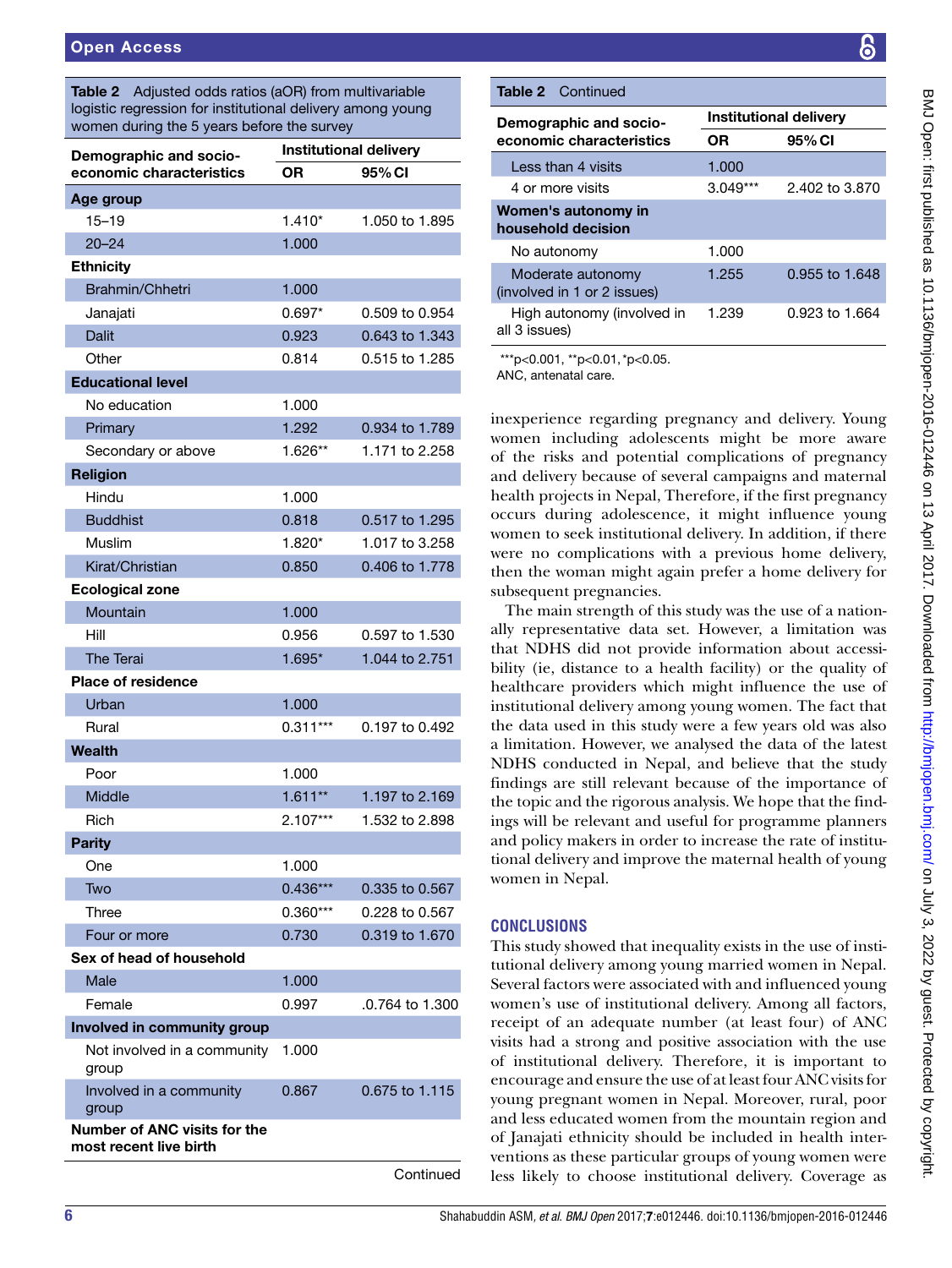**Table 2** Adjusted odds ratios (aOR) from multivariable logistic regression for institutional delivery among young women during the 5 years before the survey

| Demographic and socio-economic characteristics | Institutional delivery | |
|---|---|---|
| | OR | 95% CI |
| **Age group** | | |
| 15–19 | 1.410* | 1.050 to 1.895 |
| 20–24 | 1.000 | |
| **Ethnicity** | | |
| Brahmin/Chhetri | 1.000 | |
| Janajati | 0.697* | 0.509 to 0.954 |
| Dalit | 0.923 | 0.643 to 1.343 |
| Other | 0.814 | 0.515 to 1.285 |
| **Educational level** | | |
| No education | 1.000 | |
| Primary | 1.292 | 0.934 to 1.789 |
| Secondary or above | 1.626** | 1.171 to 2.258 |
| **Religion** | | |
| Hindu | 1.000 | |
| Buddhist | 0.818 | 0.517 to 1.295 |
| Muslim | 1.820* | 1.017 to 3.258 |
| Kirat/Christian | 0.850 | 0.406 to 1.778 |
| **Ecological zone** | | |
| Mountain | 1.000 | |
| Hill | 0.956 | 0.597 to 1.530 |
| The Terai | 1.695* | 1.044 to 2.751 |
| **Place of residence** | | |
| Urban | 1.000 | |
| Rural | 0.311*** | 0.197 to 0.492 |
| **Wealth** | | |
| Poor | 1.000 | |
| Middle | 1.611** | 1.197 to 2.169 |
| Rich | 2.107*** | 1.532 to 2.898 |
| **Parity** | | |
| One | 1.000 | |
| Two | 0.436*** | 0.335 to 0.567 |
| Three | 0.360*** | 0.228 to 0.567 |
| Four or more | 0.730 | 0.319 to 1.670 |
| **Sex of head of household** | | |
| Male | 1.000 | |
| Female | 0.997 | .0.764 to 1.300 |
| **Involved in community group** | | |
| Not involved in a community group | 1.000 | |
| Involved in a community group | 0.867 | 0.675 to 1.115 |
| **Number of ANC visits for the most recent live birth** | | |
| Less than 4 visits | 1.000 | |
| 4 or more visits | 3.049*** | 2.402 to 3.870 |
| **Women's autonomy in household decision** | | |
| No autonomy | 1.000 | |
| Moderate autonomy (involved in 1 or 2 issues) | 1.255 | 0.955 to 1.648 |
| High autonomy (involved in all 3 issues) | 1.239 | 0.923 to 1.664 |

***p<0.001, **p<0.01, *p<0.05.
ANC, antenatal care.

inexperience regarding pregnancy and delivery. Young women including adolescents might be more aware of the risks and potential complications of pregnancy and delivery because of several campaigns and maternal health projects in Nepal, Therefore, if the first pregnancy occurs during adolescence, it might influence young women to seek institutional delivery. In addition, if there were no complications with a previous home delivery, then the woman might again prefer a home delivery for subsequent pregnancies.

The main strength of this study was the use of a nationally representative data set. However, a limitation was that NDHS did not provide information about accessibility (ie, distance to a health facility) or the quality of healthcare providers which might influence the use of institutional delivery among young women. The fact that the data used in this study were a few years old was also a limitation. However, we analysed the data of the latest NDHS conducted in Nepal, and believe that the study findings are still relevant because of the importance of the topic and the rigorous analysis. We hope that the findings will be relevant and useful for programme planners and policy makers in order to increase the rate of institutional delivery and improve the maternal health of young women in Nepal.

## CONCLUSIONS

This study showed that inequality exists in the use of institutional delivery among young married women in Nepal. Several factors were associated with and influenced young women's use of institutional delivery. Among all factors, receipt of an adequate number (at least four) of ANC visits had a strong and positive association with the use of institutional delivery. Therefore, it is important to encourage and ensure the use of at least four ANC visits for young pregnant women in Nepal. Moreover, rural, poor and less educated women from the mountain region and of Janajati ethnicity should be included in health interventions as these particular groups of young women were less likely to choose institutional delivery. Coverage as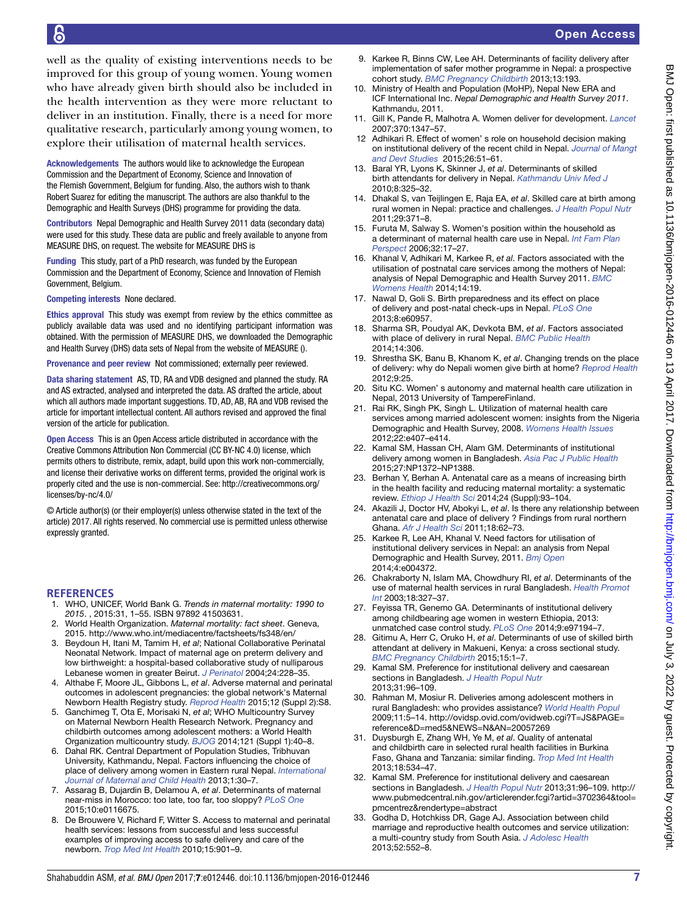well as the quality of existing interventions needs to be improved for this group of young women. Young women who have already given birth should also be included in the health intervention as they were more reluctant to deliver in an institution. Finally, there is a need for more qualitative research, particularly among young women, to explore their utilisation of maternal health services.

**Acknowledgements** The authors would like to acknowledge the European Commission and the Department of Economy, Science and Innovation of the Flemish Government, Belgium for funding. Also, the authors wish to thank Robert Suarez for editing the manuscript. The authors are also thankful to the Demographic and Health Surveys (DHS) programme for providing the data.

**Contributors** Nepal Demographic and Health Survey 2011 data (secondary data) were used for this study. These data are public and freely available to anyone from MEASURE DHS, on request. The website for MEASURE DHS is

**Funding** This study, part of a PhD research, was funded by the European Commission and the Department of Economy, Science and Innovation of Flemish Government, Belgium.

**Competing interests** None declared.

**Ethics approval** This study was exempt from review by the ethics committee as publicly available data was used and no identifying participant information was obtained. With the permission of MEASURE DHS, we downloaded the Demographic and Health Survey (DHS) data sets of Nepal from the website of MEASURE ().

**Provenance and peer review** Not commissioned; externally peer reviewed.

**Data sharing statement** AS, TD, RA and VDB designed and planned the study. RA and AS extracted, analysed and interpreted the data. AS drafted the article, about which all authors made important suggestions. TD, AD, AB, RA and VDB revised the article for important intellectual content. All authors revised and approved the final version of the article for publication.

**Open Access** This is an Open Access article distributed in accordance with the Creative Commons Attribution Non Commercial (CC BY-NC 4.0) license, which permits others to distribute, remix, adapt, build upon this work non-commercially, and license their derivative works on different terms, provided the original work is properly cited and the use is non-commercial. See: http://creativecommons.org/licenses/by-nc/4.0/

© Article author(s) (or their employer(s) unless otherwise stated in the text of the article) 2017. All rights reserved. No commercial use is permitted unless otherwise expressly granted.

## REFERENCES

1. WHO, UNICEF, World Bank G. *Trends in maternal mortality: 1990 to 2015*. , 2015:31, 1–55. ISBN 97892 41503631.
2. World Health Organization. *Maternal mortality: fact sheet*. Geneva, 2015. http://www.who.int/mediacentre/factsheets/fs348/en/
3. Beydoun H, Itani M, Tamim H, *et al*; National Collaborative Perinatal Neonatal Network. Impact of maternal age on preterm delivery and low birthweight: a hospital-based collaborative study of nulliparous Lebanese women in greater Beirut. *J Perinatol* 2004;24:228–35.
4. Althabe F, Moore JL, Gibbons L, *et al*. Adverse maternal and perinatal outcomes in adolescent pregnancies: the global network's Maternal Newborn Health Registry study. *Reprod Health* 2015;12 (Suppl 2):S8.
5. Ganchimeg T, Ota E, Morisaki N, *et al*; WHO Multicountry Survey on Maternal Newborn Health Research Network. Pregnancy and childbirth outcomes among adolescent mothers: a World Health Organization multicountry study. *BJOG* 2014;121 (Suppl 1):40–8.
6. Dahal RK. Central Department of Population Studies, Tribhuvan University, Kathmandu, Nepal. Factors influencing the choice of place of delivery among women in Eastern rural Nepal. *International Journal of Maternal and Child Health* 2013;1:30–7.
7. Assarag B, Dujardin B, Delamou A, *et al*. Determinants of maternal near-miss in Morocco: too late, too far, too sloppy? *PLoS One* 2015;10:e0116675.
8. De Brouwere V, Richard F, Witter S. Access to maternal and perinatal health services: lessons from successful and less successful examples of improving access to safe delivery and care of the newborn. *Trop Med Int Health* 2010;15:901–9.
9. Karkee R, Binns CW, Lee AH. Determinants of facility delivery after implementation of safer mother programme in Nepal: a prospective cohort study. *BMC Pregnancy Childbirth* 2013;13:193.
10. Ministry of Health and Population (MoHP), Nepal New ERA and ICF International Inc. *Nepal Demographic and Health Survey 2011*. Kathmandu, 2011.
11. Gill K, Pande R, Malhotra A. Women deliver for development. *Lancet* 2007;370:1347–57.
12. Adhikari R. Effect of women' s role on household decision making on institutional delivery of the recent child in Nepal. *Journal of Mangt and Devt Studies* 2015;26:51–61.
13. Baral YR, Lyons K, Skinner J, *et al*. Determinants of skilled birth attendants for delivery in Nepal. *Kathmandu Univ Med J* 2010;8:325–32.
14. Dhakal S, van Teijlingen E, Raja EA, *et al*. Skilled care at birth among rural women in Nepal: practice and challenges. *J Health Popul Nutr* 2011;29:371–8.
15. Furuta M, Salway S. Women's position within the household as a determinant of maternal health care use in Nepal. *Int Fam Plan Perspect* 2006;32:17–27.
16. Khanal V, Adhikari M, Karkee R, *et al*. Factors associated with the utilisation of postnatal care services among the mothers of Nepal: analysis of Nepal Demographic and Health Survey 2011. *BMC Womens Health* 2014;14:19.
17. Nawal D, Goli S. Birth preparedness and its effect on place of delivery and post-natal check-ups in Nepal. *PLoS One* 2013;8:e60957.
18. Sharma SR, Poudyal AK, Devkota BM, *et al*. Factors associated with place of delivery in rural Nepal. *BMC Public Health* 2014;14:306.
19. Shrestha SK, Banu B, Khanom K, *et al*. Changing trends on the place of delivery: why do Nepali women give birth at home? *Reprod Health* 2012;9:25.
20. Situ KC. Women' s autonomy and maternal health care utilization in Nepal, 2013 University of TampereFinland.
21. Rai RK, Singh PK, Singh L. Utilization of maternal health care services among married adolescent women: insights from the Nigeria Demographic and Health Survey, 2008. *Womens Health Issues* 2012;22:e407–e414.
22. Kamal SM, Hassan CH, Alam GM. Determinants of institutional delivery among women in Bangladesh. *Asia Pac J Public Health* 2015;27:NP1372–NP1388.
23. Berhan Y, Berhan A. Antenatal care as a means of increasing birth in the health facility and reducing maternal mortality: a systematic review. *Ethiop J Health Sci* 2014;24 (Suppl):93–104.
24. Akazili J, Doctor HV, Abokyi L, *et al*. Is there any relationship between antenatal care and place of delivery ? Findings from rural northern Ghana. *Afr J Health Sci* 2011;18:62–73.
25. Karkee R, Lee AH, Khanal V. Need factors for utilisation of institutional delivery services in Nepal: an analysis from Nepal Demographic and Health Survey, 2011. *Bmj Open* 2014;4:e004372.
26. Chakraborty N, Islam MA, Chowdhury RI, *et al*. Determinants of the use of maternal health services in rural Bangladesh. *Health Promot Int* 2003;18:327–37.
27. Feyissa TR, Genemo GA. Determinants of institutional delivery among childbearing age women in western Ethiopia, 2013: unmatched case control study. *PLoS One* 2014;9:e97194–7.
28. Gitimu A, Herr C, Oruko H, *et al*. Determinants of use of skilled birth attendant at delivery in Makueni, Kenya: a cross sectional study. *BMC Pregnancy Childbirth* 2015;15:1–7.
29. Kamal SM. Preference for institutional delivery and caesarean sections in Bangladesh. *J Health Popul Nutr* 2013;31:96–109.
30. Rahman M, Mosiur R. Deliveries among adolescent mothers in rural Bangladesh: who provides assistance? *World Health Popul* 2009;11:5–14. http://ovidsp.ovid.com/ovidweb.cgi?T=JS&PAGE=reference&D=med5&NEWS=N&AN=20057269
31. Duysburgh E, Zhang WH, Ye M, *et al*. Quality of antenatal and childbirth care in selected rural health facilities in Burkina Faso, Ghana and Tanzania: similar finding. *Trop Med Int Health* 2013;18:534–47.
32. Kamal SM. Preference for institutional delivery and caesarean sections in Bangladesh. *J Health Popul Nutr* 2013;31:96–109. http://www.pubmedcentral.nih.gov/articlerender.fcgi?artid=3702364&tool=pmcentrez&rendertype=abstract
33. Godha D, Hotchkiss DR, Gage AJ. Association between child marriage and reproductive health outcomes and service utilization: a multi-country study from South Asia. *J Adolesc Health* 2013;52:552–8.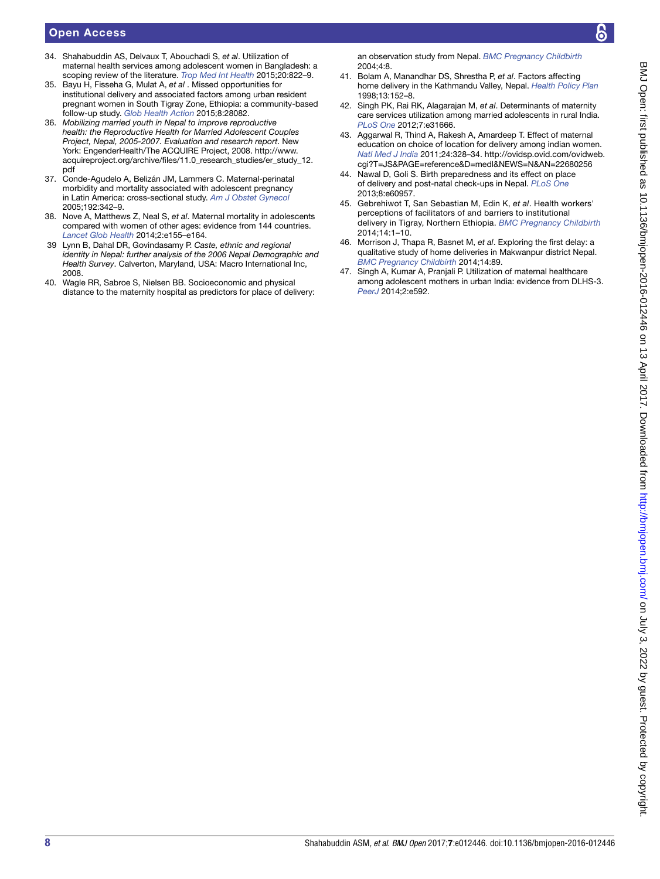34. Shahabuddin AS, Delvaux T, Abouchadi S, *et al*. Utilization of maternal health services among adolescent women in Bangladesh: a scoping review of the literature. *Trop Med Int Health* 2015;20:822–9.
35. Bayu H, Fisseha G, Mulat A, *et al* . Missed opportunities for institutional delivery and associated factors among urban resident pregnant women in South Tigray Zone, Ethiopia: a community-based follow-up study. *Glob Health Action* 2015;8:28082.
36. *Mobilizing married youth in Nepal to improve reproductive health: the Reproductive Health for Married Adolescent Couples Project, Nepal, 2005-2007. Evaluation and research report*. New York: EngenderHealth/The ACQUIRE Project, 2008. http://www.acquireproject.org/archive/files/11.0_research_studies/er_study_12.pdf
37. Conde-Agudelo A, Belizán JM, Lammers C. Maternal-perinatal morbidity and mortality associated with adolescent pregnancy in Latin America: cross-sectional study. *Am J Obstet Gynecol* 2005;192:342–9.
38. Nove A, Matthews Z, Neal S, *et al*. Maternal mortality in adolescents compared with women of other ages: evidence from 144 countries. *Lancet Glob Health* 2014;2:e155–e164.
39. Lynn B, Dahal DR, Govindasamy P. *Caste, ethnic and regional identity in Nepal: further analysis of the 2006 Nepal Demographic and Health Survey*. Calverton, Maryland, USA: Macro International Inc, 2008.
40. Wagle RR, Sabroe S, Nielsen BB. Socioeconomic and physical distance to the maternity hospital as predictors for place of delivery: an observation study from Nepal. *BMC Pregnancy Childbirth* 2004;4:8.
41. Bolam A, Manandhar DS, Shrestha P, *et al*. Factors affecting home delivery in the Kathmandu Valley, Nepal. *Health Policy Plan* 1998;13:152–8.
42. Singh PK, Rai RK, Alagarajan M, *et al*. Determinants of maternity care services utilization among married adolescents in rural India. *PLoS One* 2012;7:e31666.
43. Aggarwal R, Thind A, Rakesh A, Amardeep T. Effect of maternal education on choice of location for delivery among indian women. *Natl Med J India* 2011;24:328–34. http://ovidsp.ovid.com/ovidweb.cgi?T=JS&PAGE=reference&D=medl&NEWS=N&AN=22680256
44. Nawal D, Goli S. Birth preparedness and its effect on place of delivery and post-natal check-ups in Nepal. *PLoS One* 2013;8:e60957.
45. Gebrehiwot T, San Sebastian M, Edin K, *et al*. Health workers' perceptions of facilitators of and barriers to institutional delivery in Tigray, Northern Ethiopia. *BMC Pregnancy Childbirth* 2014;14:1–10.
46. Morrison J, Thapa R, Basnet M, *et al*. Exploring the first delay: a qualitative study of home deliveries in Makwanpur district Nepal. *BMC Pregnancy Childbirth* 2014;14:89.
47. Singh A, Kumar A, Pranjali P. Utilization of maternal healthcare among adolescent mothers in urban India: evidence from DLHS-3. *PeerJ* 2014;2:e592.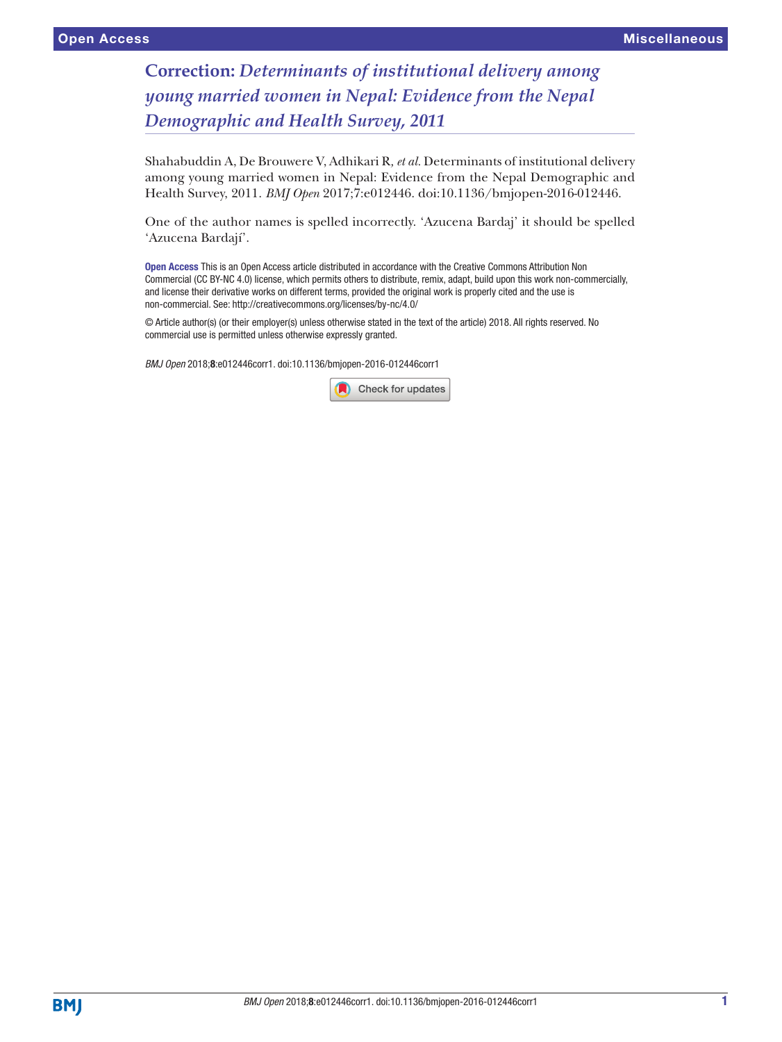# Correction: *Determinants of institutional delivery among young married women in Nepal: Evidence from the Nepal Demographic and Health Survey, 2011*

Shahabuddin A, De Brouwere V, Adhikari R, *et al*. Determinants of institutional delivery among young married women in Nepal: Evidence from the Nepal Demographic and Health Survey, 2011. *BMJ Open* 2017;7:e012446. doi:10.1136/bmjopen-2016-012446.

One of the author names is spelled incorrectly. 'Azucena Bardaj' it should be spelled 'Azucena Bardají'.

**Open Access** This is an Open Access article distributed in accordance with the Creative Commons Attribution Non Commercial (CC BY-NC 4.0) license, which permits others to distribute, remix, adapt, build upon this work non-commercially, and license their derivative works on different terms, provided the original work is properly cited and the use is non-commercial. See: http://creativecommons.org/licenses/by-nc/4.0/

© Article author(s) (or their employer(s) unless otherwise stated in the text of the article) 2018. All rights reserved. No commercial use is permitted unless otherwise expressly granted.

*BMJ Open* 2018;**8**:e012446corr1. doi:10.1136/bmjopen-2016-012446corr1